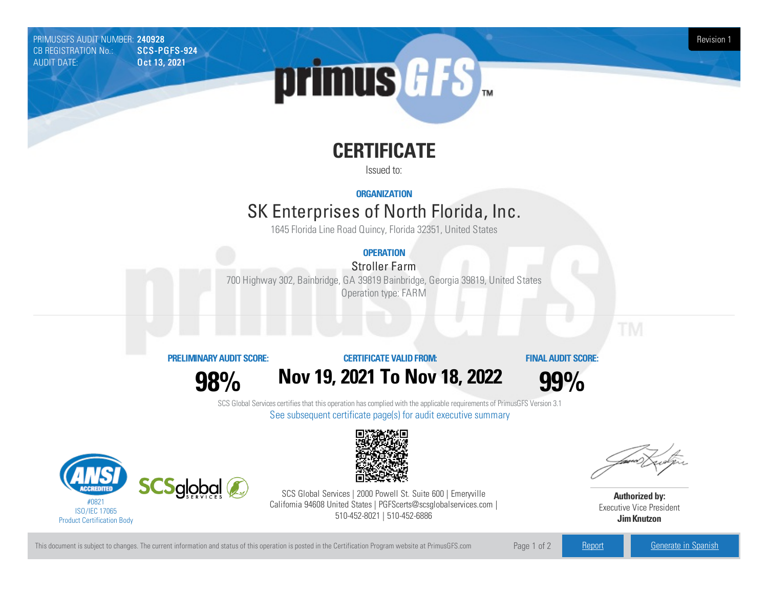PRIMUSGFS AUDIT NUMBER: **240928**
CB REGISTRATION No.: **SCS-PGFS-924**
AUDIT DATE: **Oct 13, 2021**

Revision 1

# CERTIFICATE

Issued to:

**ORGANIZATION**

## SK Enterprises of North Florida, Inc.

1645 Florida Line Road Quincy, Florida 32351, United States

**OPERATION**

### Stroller Farm

700 Highway 302, Bainbridge, GA 39819 Bainbridge, Georgia 39819, United States

Operation type: FARM

| PRELIMINARY AUDIT SCORE: | CERTIFICATE VALID FROM: | FINAL AUDIT SCORE: |
|---|---|---|
| **98%** | **Nov 19, 2021 To Nov 18, 2022** | **99%** |

SCS Global Services certifies that this operation has complied with the applicable requirements of PrimusGFS Version 3.1

See subsequent certificate page(s) for audit executive summary

#0821
ISO/IEC 17065
Product Certification Body

SCS Global Services | 2000 Powell St. Suite 600 | Emeryville California 94608 United States | PGFScerts@scsglobalservices.com | 510-452-8021 | 510-452-6886

**Authorized by:**
Executive Vice President
**Jim Knutzon**

This document is subject to changes. The current information and status of this operation is posted in the Certification Program website at PrimusGFS.com

Report | Generate in Spanish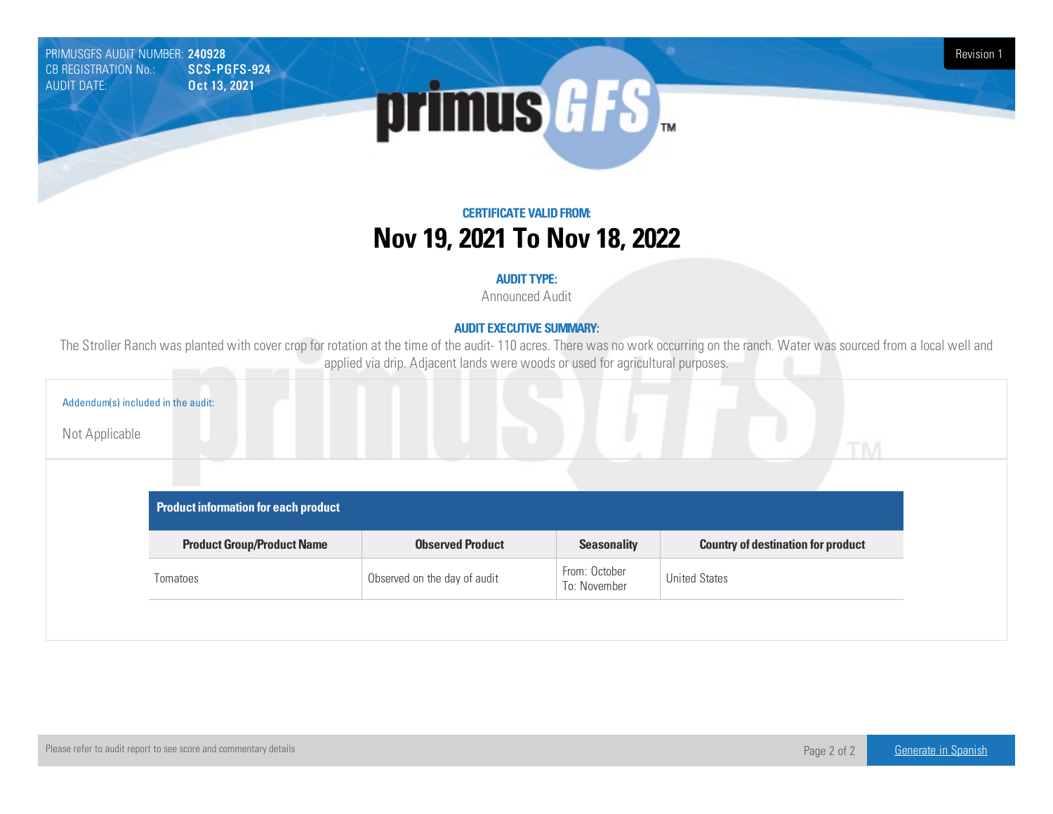PRIMUSGFS AUDIT NUMBER: **240928**
CB REGISTRATION No.: **SCS-PGFS-924**
AUDIT DATE: **Oct 13, 2021**

Revision 1

**CERTIFICATE VALID FROM:**

# Nov 19, 2021 To Nov 18, 2022

**AUDIT TYPE:**

Announced Audit

**AUDIT EXECUTIVE SUMMARY:**

The Stroller Ranch was planted with cover crop for rotation at the time of the audit- 110 acres. There was no work occurring on the ranch. Water was sourced from a local well and applied via drip. Adjacent lands were woods or used for agricultural purposes.

Addendum(s) included in the audit:

Not Applicable

**Product information for each product**

| Product Group/Product Name | Observed Product | Seasonality | Country of destination for product |
|---|---|---|---|
| Tomatoes | Observed on the day of audit | From: October<br>To: November | United States |

Please refer to audit report to see score and commentary details

Generate in Spanish